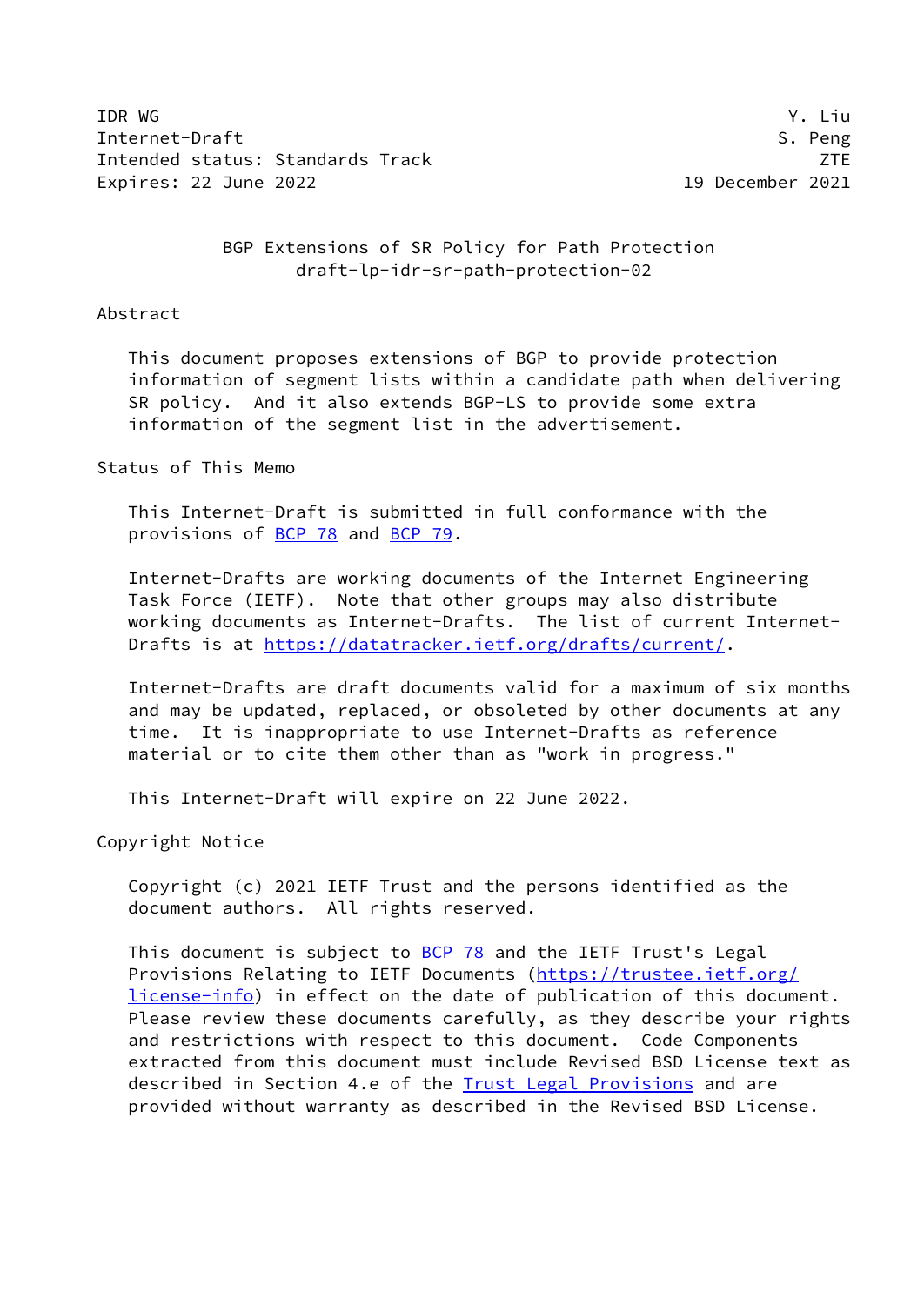IDR WG Y. Liu
Internet-Draft S. Peng
Intended status: Standards Track ZTE
Expires: 22 June 2022 19 December 2021

# BGP Extensions of SR Policy for Path Protection
draft-lp-idr-sr-path-protection-02

## Abstract

This document proposes extensions of BGP to provide protection information of segment lists within a candidate path when delivering SR policy. And it also extends BGP-LS to provide some extra information of the segment list in the advertisement.

## Status of This Memo

This Internet-Draft is submitted in full conformance with the provisions of BCP 78 and BCP 79.

Internet-Drafts are working documents of the Internet Engineering Task Force (IETF). Note that other groups may also distribute working documents as Internet-Drafts. The list of current Internet-Drafts is at https://datatracker.ietf.org/drafts/current/.

Internet-Drafts are draft documents valid for a maximum of six months and may be updated, replaced, or obsoleted by other documents at any time. It is inappropriate to use Internet-Drafts as reference material or to cite them other than as "work in progress."

This Internet-Draft will expire on 22 June 2022.

## Copyright Notice

Copyright (c) 2021 IETF Trust and the persons identified as the document authors. All rights reserved.

This document is subject to BCP 78 and the IETF Trust's Legal Provisions Relating to IETF Documents (https://trustee.ietf.org/license-info) in effect on the date of publication of this document. Please review these documents carefully, as they describe your rights and restrictions with respect to this document. Code Components extracted from this document must include Revised BSD License text as described in Section 4.e of the Trust Legal Provisions and are provided without warranty as described in the Revised BSD License.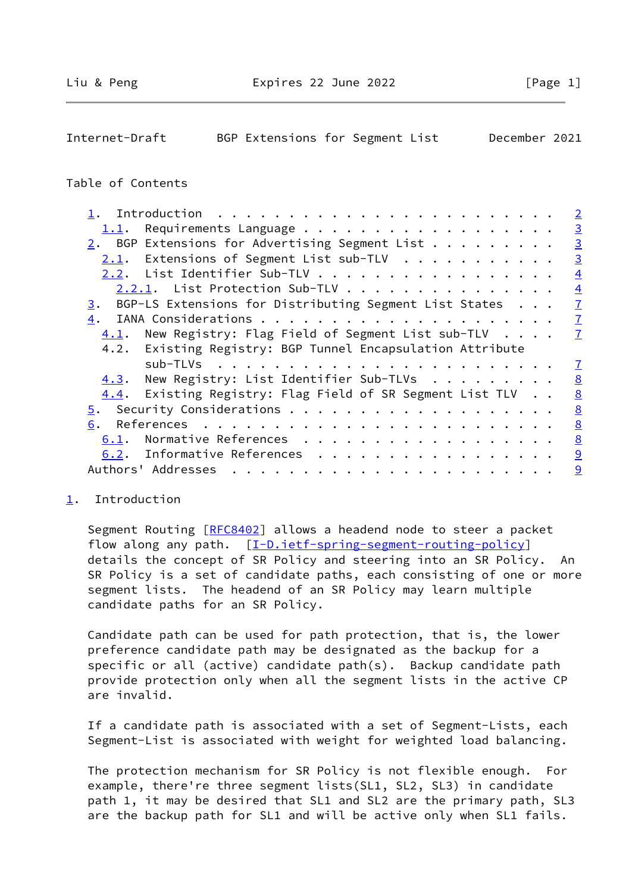Table of Contents

- 1. Introduction . . . . . . . . . . . . . . . . . . . . . . . . 2
  - 1.1. Requirements Language . . . . . . . . . . . . . . . . . . 3
- 2. BGP Extensions for Advertising Segment List . . . . . . . . . 3
  - 2.1. Extensions of Segment List sub-TLV . . . . . . . . . . . 3
  - 2.2. List Identifier Sub-TLV . . . . . . . . . . . . . . . . . 4
    - 2.2.1. List Protection Sub-TLV . . . . . . . . . . . . . . . 4
- 3. BGP-LS Extensions for Distributing Segment List States . . . 7
- 4. IANA Considerations . . . . . . . . . . . . . . . . . . . . . 7
  - 4.1. New Registry: Flag Field of Segment List sub-TLV . . . . 7
  - 4.2. Existing Registry: BGP Tunnel Encapsulation Attribute sub-TLVs . . . . . . . . . . . . . . . . . . . . . . . . 7
  - 4.3. New Registry: List Identifier Sub-TLVs . . . . . . . . . 8
  - 4.4. Existing Registry: Flag Field of SR Segment List TLV . . 8
- 5. Security Considerations . . . . . . . . . . . . . . . . . . . 8
- 6. References . . . . . . . . . . . . . . . . . . . . . . . . . 8
  - 6.1. Normative References . . . . . . . . . . . . . . . . . . 8
  - 6.2. Informative References . . . . . . . . . . . . . . . . . 9
- Authors' Addresses . . . . . . . . . . . . . . . . . . . . . . . 9

# 1. Introduction

Segment Routing [RFC8402] allows a headend node to steer a packet flow along any path. [I-D.ietf-spring-segment-routing-policy] details the concept of SR Policy and steering into an SR Policy. An SR Policy is a set of candidate paths, each consisting of one or more segment lists. The headend of an SR Policy may learn multiple candidate paths for an SR Policy.

Candidate path can be used for path protection, that is, the lower preference candidate path may be designated as the backup for a specific or all (active) candidate path(s). Backup candidate path provide protection only when all the segment lists in the active CP are invalid.

If a candidate path is associated with a set of Segment-Lists, each Segment-List is associated with weight for weighted load balancing.

The protection mechanism for SR Policy is not flexible enough. For example, there're three segment lists(SL1, SL2, SL3) in candidate path 1, it may be desired that SL1 and SL2 are the primary path, SL3 are the backup path for SL1 and will be active only when SL1 fails.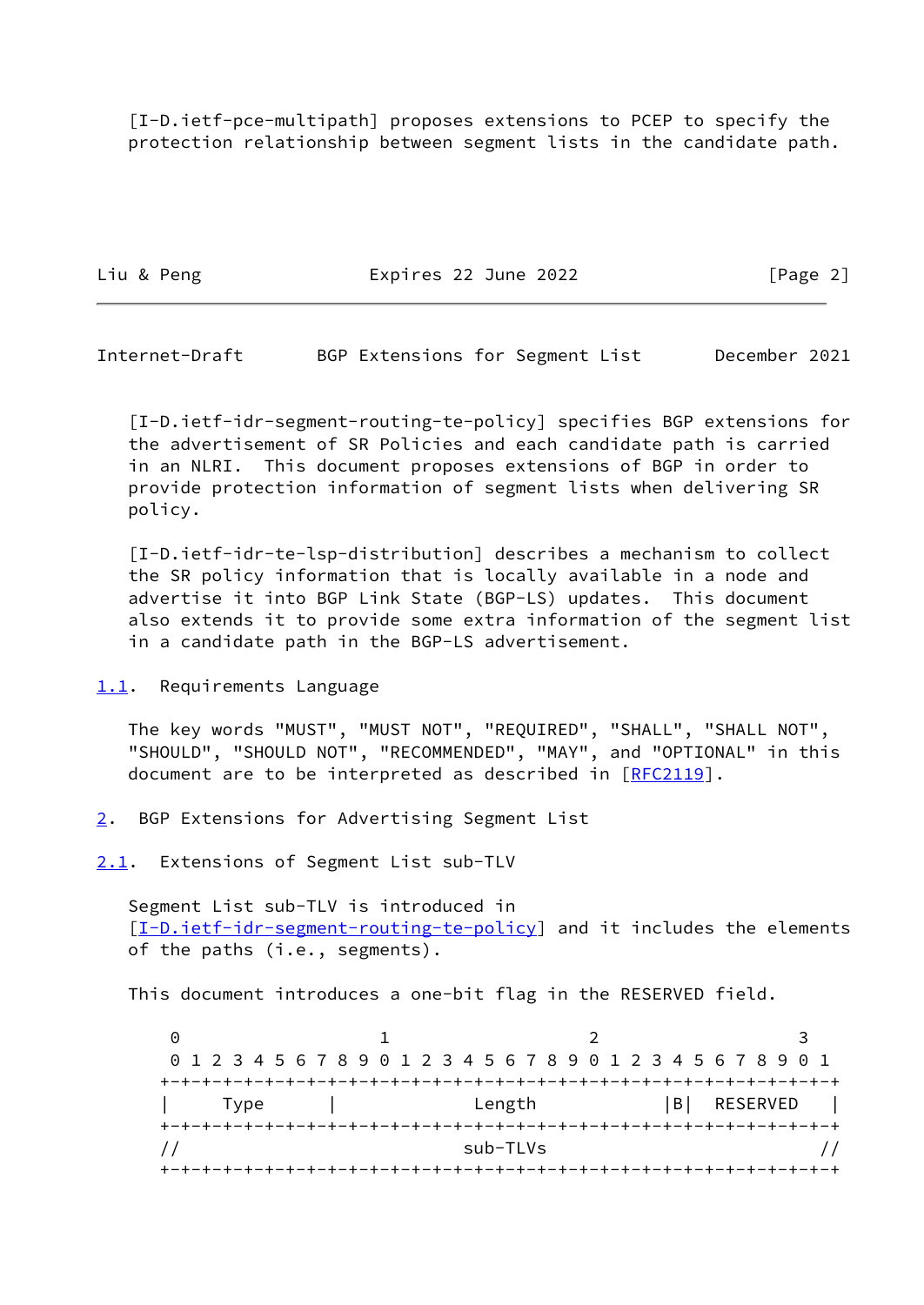[I-D.ietf-pce-multipath] proposes extensions to PCEP to specify the protection relationship between segment lists in the candidate path.

[I-D.ietf-idr-segment-routing-te-policy] specifies BGP extensions for the advertisement of SR Policies and each candidate path is carried in an NLRI. This document proposes extensions of BGP in order to provide protection information of segment lists when delivering SR policy.

[I-D.ietf-idr-te-lsp-distribution] describes a mechanism to collect the SR policy information that is locally available in a node and advertise it into BGP Link State (BGP-LS) updates. This document also extends it to provide some extra information of the segment list in a candidate path in the BGP-LS advertisement.

### 1.1. Requirements Language

The key words "MUST", "MUST NOT", "REQUIRED", "SHALL", "SHALL NOT", "SHOULD", "SHOULD NOT", "RECOMMENDED", "MAY", and "OPTIONAL" in this document are to be interpreted as described in [RFC2119].

## 2. BGP Extensions for Advertising Segment List

### 2.1. Extensions of Segment List sub-TLV

Segment List sub-TLV is introduced in [I-D.ietf-idr-segment-routing-te-policy] and it includes the elements of the paths (i.e., segments).

This document introduces a one-bit flag in the RESERVED field.

```
 0                   1                   2                   3
 0 1 2 3 4 5 6 7 8 9 0 1 2 3 4 5 6 7 8 9 0 1 2 3 4 5 6 7 8 9 0 1
+-+-+-+-+-+-+-+-+-+-+-+-+-+-+-+-+-+-+-+-+-+-+-+-+-+-+-+-+-+-+-+-+
|     Type      |              Length           |B|  RESERVED   |
+-+-+-+-+-+-+-+-+-+-+-+-+-+-+-+-+-+-+-+-+-+-+-+-+-+-+-+-+-+-+-+-+
//                            sub-TLVs                         //
+-+-+-+-+-+-+-+-+-+-+-+-+-+-+-+-+-+-+-+-+-+-+-+-+-+-+-+-+-+-+-+-+
```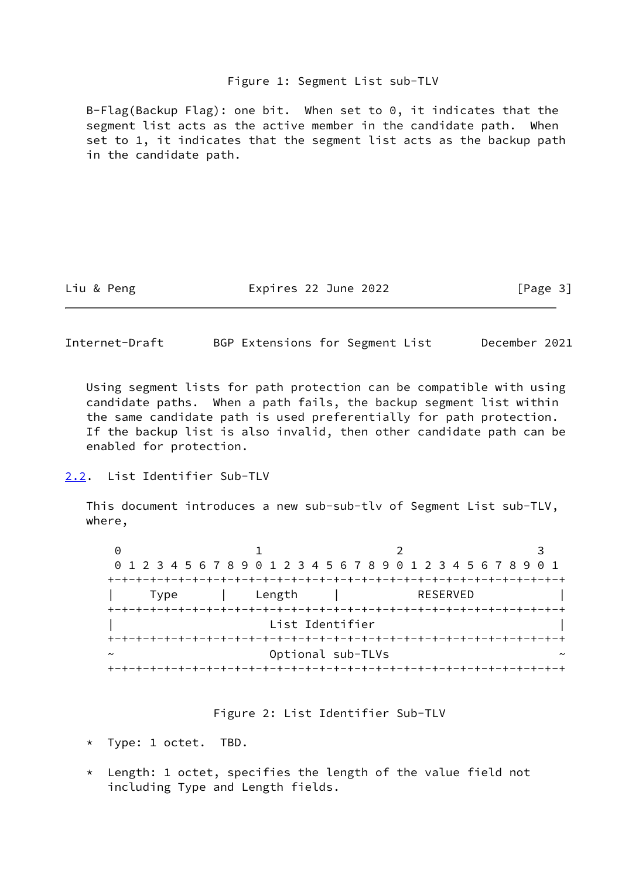Figure 1: Segment List sub-TLV

B-Flag(Backup Flag): one bit. When set to 0, it indicates that the segment list acts as the active member in the candidate path. When set to 1, it indicates that the segment list acts as the backup path in the candidate path.

Using segment lists for path protection can be compatible with using candidate paths. When a path fails, the backup segment list within the same candidate path is used preferentially for path protection. If the backup list is also invalid, then other candidate path can be enabled for protection.

## 2.2. List Identifier Sub-TLV

This document introduces a new sub-sub-tlv of Segment List sub-TLV, where,

```
 0                   1                   2                   3
 0 1 2 3 4 5 6 7 8 9 0 1 2 3 4 5 6 7 8 9 0 1 2 3 4 5 6 7 8 9 0 1
+-+-+-+-+-+-+-+-+-+-+-+-+-+-+-+-+-+-+-+-+-+-+-+-+-+-+-+-+-+-+-+-+
|     Type      |    Length     |            RESERVED           |
+-+-+-+-+-+-+-+-+-+-+-+-+-+-+-+-+-+-+-+-+-+-+-+-+-+-+-+-+-+-+-+-+
|                        List Identifier                        |
+-+-+-+-+-+-+-+-+-+-+-+-+-+-+-+-+-+-+-+-+-+-+-+-+-+-+-+-+-+-+-+-+
~                        Optional sub-TLVs                      ~
+-+-+-+-+-+-+-+-+-+-+-+-+-+-+-+-+-+-+-+-+-+-+-+-+-+-+-+-+-+-+-+-+
```

Figure 2: List Identifier Sub-TLV

* Type: 1 octet. TBD.

* Length: 1 octet, specifies the length of the value field not including Type and Length fields.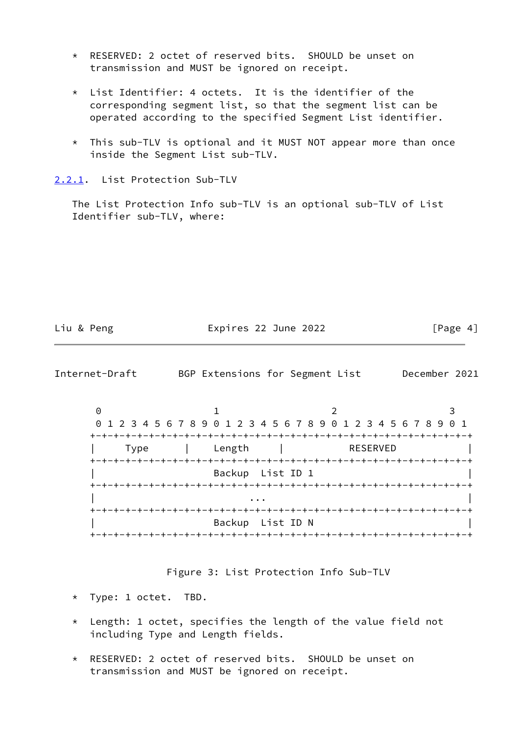* RESERVED: 2 octet of reserved bits. SHOULD be unset on transmission and MUST be ignored on receipt.

* List Identifier: 4 octets. It is the identifier of the corresponding segment list, so that the segment list can be operated according to the specified Segment List identifier.

* This sub-TLV is optional and it MUST NOT appear more than once inside the Segment List sub-TLV.

### 2.2.1. List Protection Sub-TLV

The List Protection Info sub-TLV is an optional sub-TLV of List Identifier sub-TLV, where:

```
 0                   1                   2                   3
 0 1 2 3 4 5 6 7 8 9 0 1 2 3 4 5 6 7 8 9 0 1 2 3 4 5 6 7 8 9 0 1
+-+-+-+-+-+-+-+-+-+-+-+-+-+-+-+-+-+-+-+-+-+-+-+-+-+-+-+-+-+-+-+-+
|     Type      |    Length     |           RESERVED            |
+-+-+-+-+-+-+-+-+-+-+-+-+-+-+-+-+-+-+-+-+-+-+-+-+-+-+-+-+-+-+-+-+
|                      Backup  List ID 1                        |
+-+-+-+-+-+-+-+-+-+-+-+-+-+-+-+-+-+-+-+-+-+-+-+-+-+-+-+-+-+-+-+-+
|                             ...                               |
+-+-+-+-+-+-+-+-+-+-+-+-+-+-+-+-+-+-+-+-+-+-+-+-+-+-+-+-+-+-+-+-+
|                      Backup  List ID N                        |
+-+-+-+-+-+-+-+-+-+-+-+-+-+-+-+-+-+-+-+-+-+-+-+-+-+-+-+-+-+-+-+-+
```

Figure 3: List Protection Info Sub-TLV

* Type: 1 octet. TBD.

* Length: 1 octet, specifies the length of the value field not including Type and Length fields.

* RESERVED: 2 octet of reserved bits. SHOULD be unset on transmission and MUST be ignored on receipt.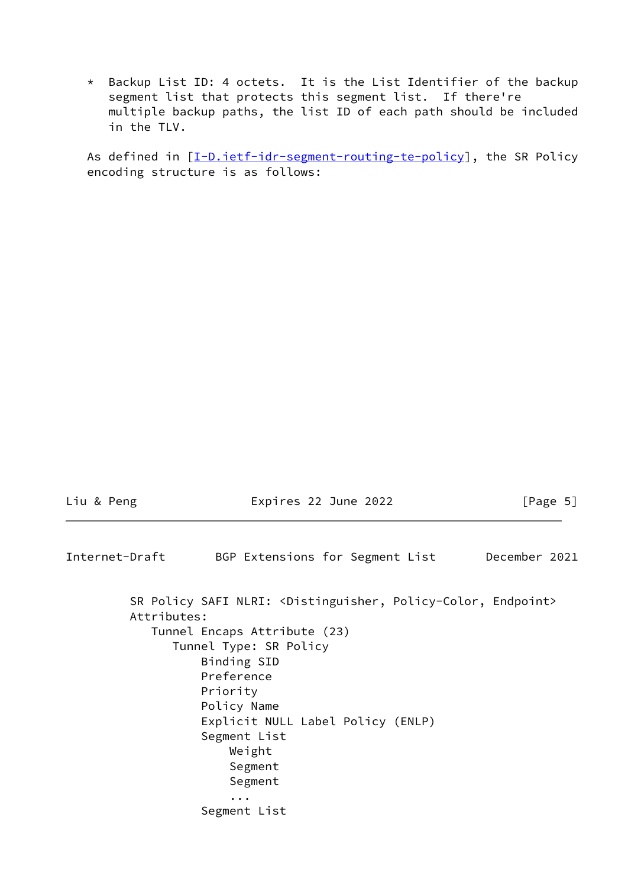* Backup List ID: 4 octets. It is the List Identifier of the backup segment list that protects this segment list. If there're multiple backup paths, the list ID of each path should be included in the TLV.

As defined in [I-D.ietf-idr-segment-routing-te-policy], the SR Policy encoding structure is as follows:

```
SR Policy SAFI NLRI: <Distinguisher, Policy-Color, Endpoint>
Attributes:
   Tunnel Encaps Attribute (23)
      Tunnel Type: SR Policy
          Binding SID
          Preference
          Priority
          Policy Name
          Explicit NULL Label Policy (ENLP)
          Segment List
              Weight
              Segment
              Segment
              ...
          Segment List
```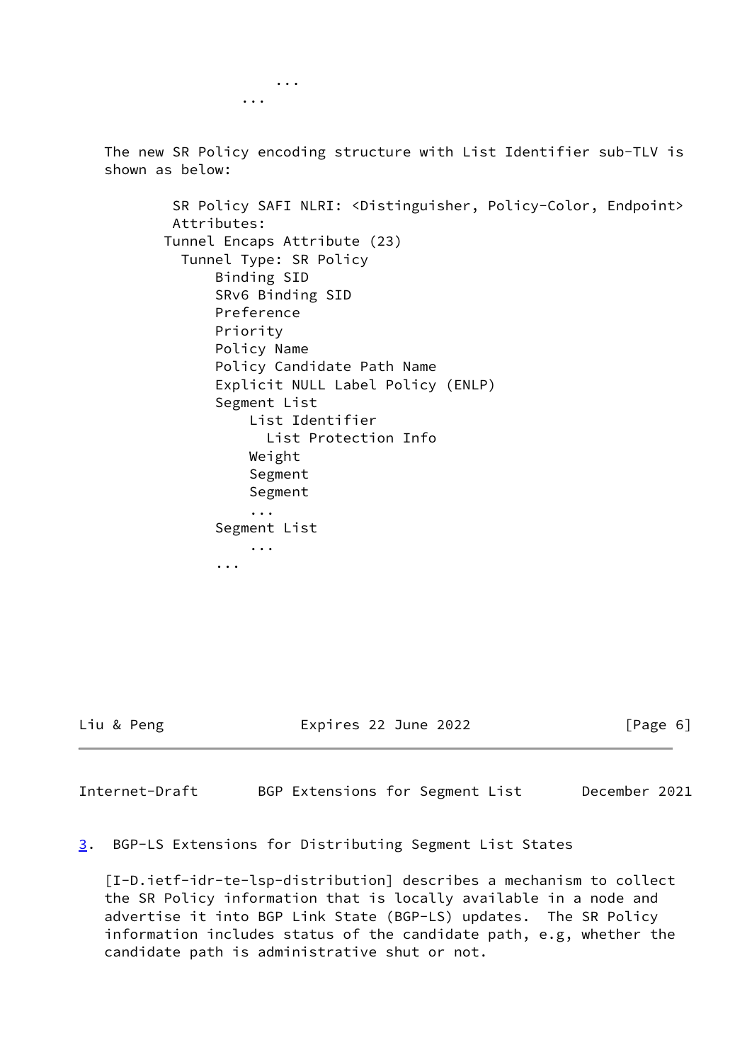```
                  ...
              ...
```

The new SR Policy encoding structure with List Identifier sub-TLV is shown as below:

```
SR Policy SAFI NLRI: <Distinguisher, Policy-Color, Endpoint>
Attributes:
Tunnel Encaps Attribute (23)
  Tunnel Type: SR Policy
      Binding SID
      SRv6 Binding SID
      Preference
      Priority
      Policy Name
      Policy Candidate Path Name
      Explicit NULL Label Policy (ENLP)
      Segment List
          List Identifier
            List Protection Info
          Weight
          Segment
          Segment
          ...
      Segment List
          ...
      ...
```

## 3. BGP-LS Extensions for Distributing Segment List States

[I-D.ietf-idr-te-lsp-distribution] describes a mechanism to collect the SR Policy information that is locally available in a node and advertise it into BGP Link State (BGP-LS) updates. The SR Policy information includes status of the candidate path, e.g, whether the candidate path is administrative shut or not.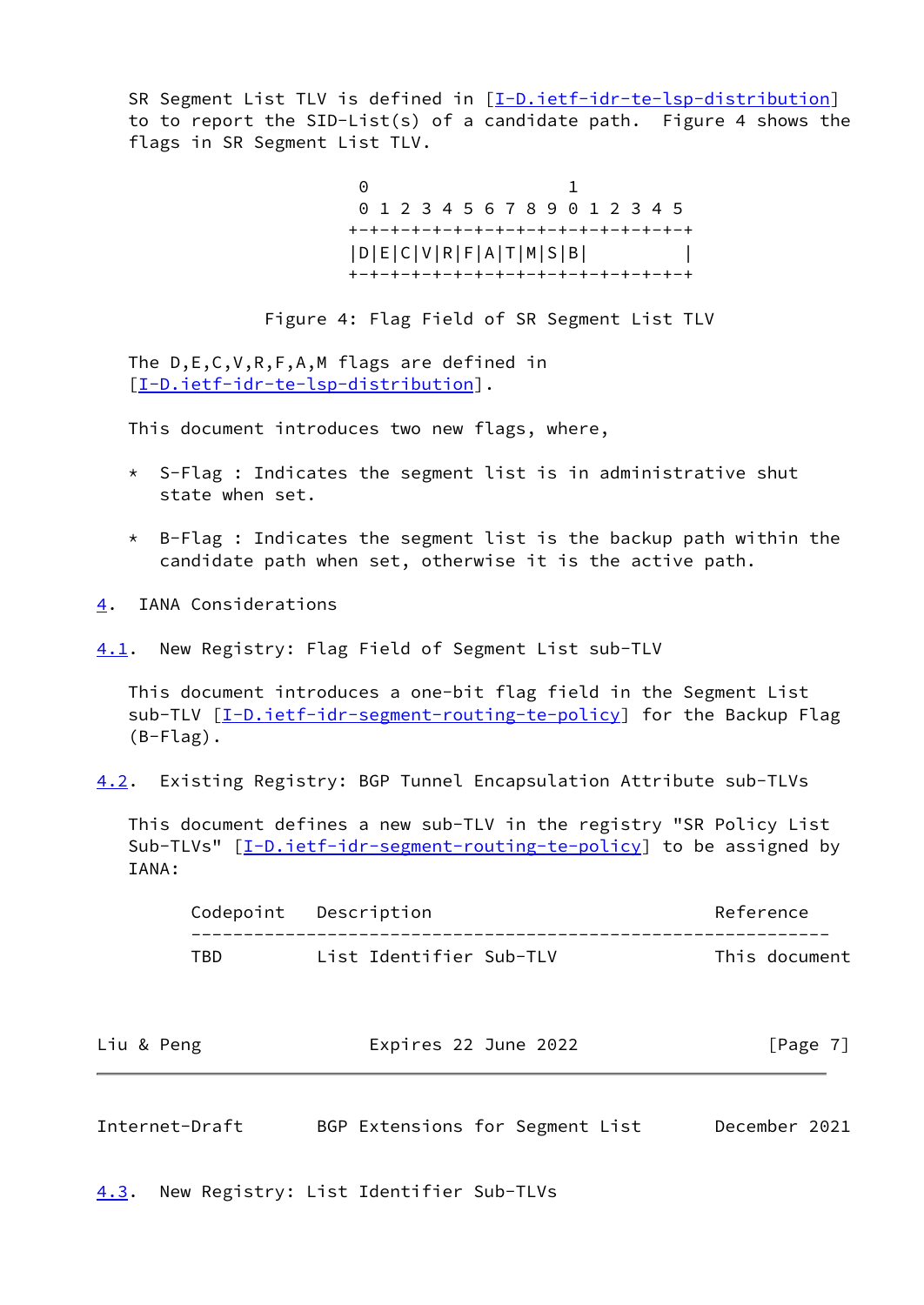SR Segment List TLV is defined in [I-D.ietf-idr-te-lsp-distribution] to to report the SID-List(s) of a candidate path. Figure 4 shows the flags in SR Segment List TLV.

```
 0                   1
 0 1 2 3 4 5 6 7 8 9 0 1 2 3 4 5
+-+-+-+-+-+-+-+-+-+-+-+-+-+-+-+-+
|D|E|C|V|R|F|A|T|M|S|B|         |
+-+-+-+-+-+-+-+-+-+-+-+-+-+-+-+-+
```

Figure 4: Flag Field of SR Segment List TLV

The D,E,C,V,R,F,A,M flags are defined in [I-D.ietf-idr-te-lsp-distribution].

This document introduces two new flags, where,

* S-Flag : Indicates the segment list is in administrative shut state when set.

* B-Flag : Indicates the segment list is the backup path within the candidate path when set, otherwise it is the active path.

## 4. IANA Considerations

### 4.1. New Registry: Flag Field of Segment List sub-TLV

This document introduces a one-bit flag field in the Segment List sub-TLV [I-D.ietf-idr-segment-routing-te-policy] for the Backup Flag (B-Flag).

### 4.2. Existing Registry: BGP Tunnel Encapsulation Attribute sub-TLVs

This document defines a new sub-TLV in the registry "SR Policy List Sub-TLVs" [I-D.ietf-idr-segment-routing-te-policy] to be assigned by IANA:

| Codepoint | Description | Reference |
|---|---|---|
| TBD | List Identifier Sub-TLV | This document |

### 4.3. New Registry: List Identifier Sub-TLVs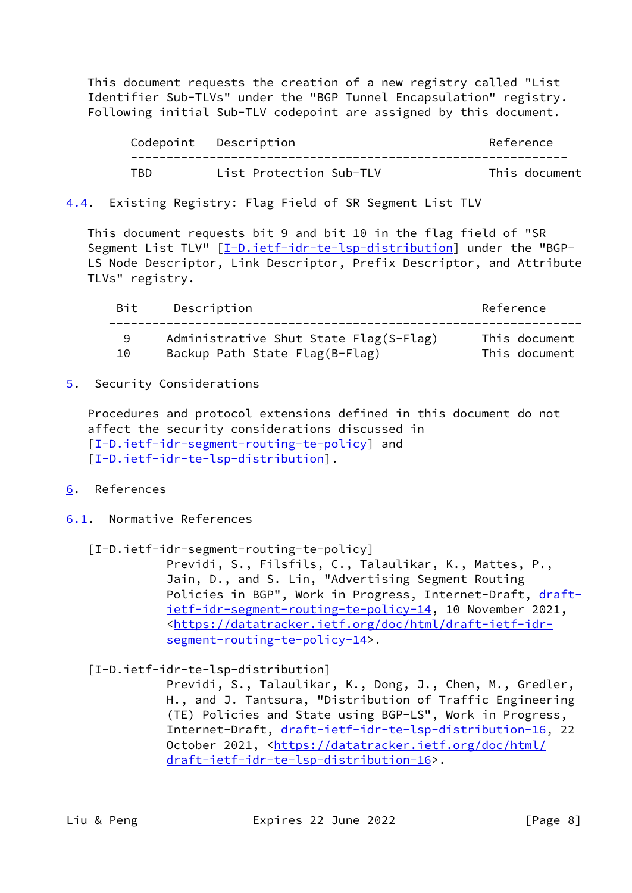This document requests the creation of a new registry called "List Identifier Sub-TLVs" under the "BGP Tunnel Encapsulation" registry. Following initial Sub-TLV codepoint are assigned by this document.

| Codepoint | Description | Reference |
| --- | --- | --- |
| TBD | List Protection Sub-TLV | This document |

### 4.4. Existing Registry: Flag Field of SR Segment List TLV

This document requests bit 9 and bit 10 in the flag field of "SR Segment List TLV" [I-D.ietf-idr-te-lsp-distribution] under the "BGP-LS Node Descriptor, Link Descriptor, Prefix Descriptor, and Attribute TLVs" registry.

| Bit | Description | Reference |
| --- | --- | --- |
| 9 | Administrative Shut State Flag(S-Flag) | This document |
| 10 | Backup Path State Flag(B-Flag) | This document |

## 5. Security Considerations

Procedures and protocol extensions defined in this document do not affect the security considerations discussed in [I-D.ietf-idr-segment-routing-te-policy] and [I-D.ietf-idr-te-lsp-distribution].

## 6. References

### 6.1. Normative References

[I-D.ietf-idr-segment-routing-te-policy]
Previdi, S., Filsfils, C., Talaulikar, K., Mattes, P., Jain, D., and S. Lin, "Advertising Segment Routing Policies in BGP", Work in Progress, Internet-Draft, draft-ietf-idr-segment-routing-te-policy-14, 10 November 2021, <https://datatracker.ietf.org/doc/html/draft-ietf-idr-segment-routing-te-policy-14>.

[I-D.ietf-idr-te-lsp-distribution]
Previdi, S., Talaulikar, K., Dong, J., Chen, M., Gredler, H., and J. Tantsura, "Distribution of Traffic Engineering (TE) Policies and State using BGP-LS", Work in Progress, Internet-Draft, draft-ietf-idr-te-lsp-distribution-16, 22 October 2021, <https://datatracker.ietf.org/doc/html/draft-ietf-idr-te-lsp-distribution-16>.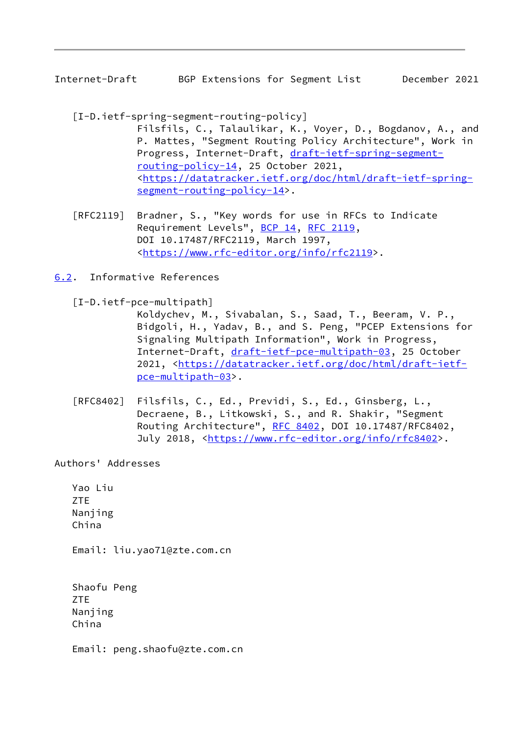[I-D.ietf-spring-segment-routing-policy]
Filsfils, C., Talaulikar, K., Voyer, D., Bogdanov, A., and P. Mattes, "Segment Routing Policy Architecture", Work in Progress, Internet-Draft, draft-ietf-spring-segment-routing-policy-14, 25 October 2021, <https://datatracker.ietf.org/doc/html/draft-ietf-spring-segment-routing-policy-14>.

[RFC2119] Bradner, S., "Key words for use in RFCs to Indicate Requirement Levels", BCP 14, RFC 2119, DOI 10.17487/RFC2119, March 1997, <https://www.rfc-editor.org/info/rfc2119>.

## 6.2. Informative References

[I-D.ietf-pce-multipath]
Koldychev, M., Sivabalan, S., Saad, T., Beeram, V. P., Bidgoli, H., Yadav, B., and S. Peng, "PCEP Extensions for Signaling Multipath Information", Work in Progress, Internet-Draft, draft-ietf-pce-multipath-03, 25 October 2021, <https://datatracker.ietf.org/doc/html/draft-ietf-pce-multipath-03>.

[RFC8402] Filsfils, C., Ed., Previdi, S., Ed., Ginsberg, L., Decraene, B., Litkowski, S., and R. Shakir, "Segment Routing Architecture", RFC 8402, DOI 10.17487/RFC8402, July 2018, <https://www.rfc-editor.org/info/rfc8402>.

## Authors' Addresses

Yao Liu
ZTE
Nanjing
China

Email: liu.yao71@zte.com.cn

Shaofu Peng
ZTE
Nanjing
China

Email: peng.shaofu@zte.com.cn